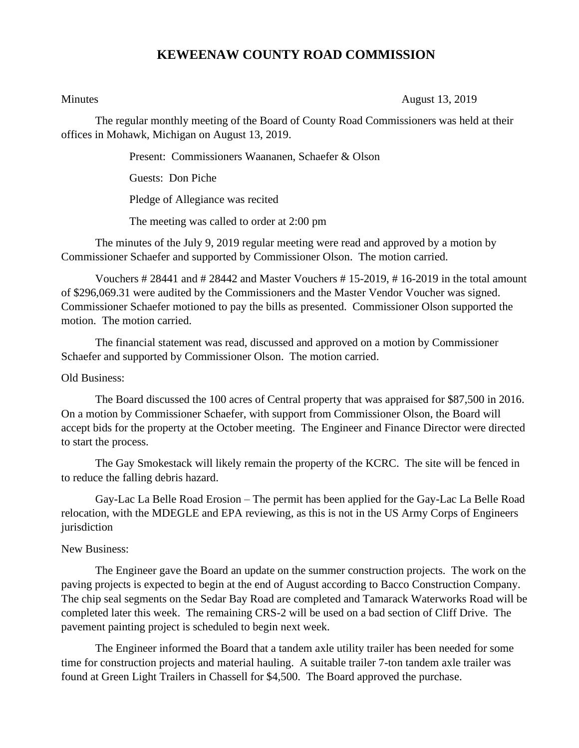# KEWEENAW COUNTY ROAD COMMISSION

Minutes August 13, 2019

The regular monthly meeting of the Board of County Road Commissioners was held at their offices in Mohawk, Michigan on August 13, 2019.

Present: Commissioners Waananen, Schaefer & Olson

Guests: Don Piche

Pledge of Allegiance was recited

The meeting was called to order at 2:00 pm

The minutes of the July 9, 2019 regular meeting were read and approved by a motion by Commissioner Schaefer and supported by Commissioner Olson. The motion carried.

Vouchers # 28441 and # 28442 and Master Vouchers # 15-2019, # 16-2019 in the total amount of $296,069.31 were audited by the Commissioners and the Master Vendor Voucher was signed. Commissioner Schaefer motioned to pay the bills as presented. Commissioner Olson supported the motion. The motion carried.

The financial statement was read, discussed and approved on a motion by Commissioner Schaefer and supported by Commissioner Olson. The motion carried.

Old Business:

The Board discussed the 100 acres of Central property that was appraised for $87,500 in 2016. On a motion by Commissioner Schaefer, with support from Commissioner Olson, the Board will accept bids for the property at the October meeting. The Engineer and Finance Director were directed to start the process.

The Gay Smokestack will likely remain the property of the KCRC. The site will be fenced in to reduce the falling debris hazard.

Gay-Lac La Belle Road Erosion – The permit has been applied for the Gay-Lac La Belle Road relocation, with the MDEGLE and EPA reviewing, as this is not in the US Army Corps of Engineers jurisdiction

New Business:

The Engineer gave the Board an update on the summer construction projects. The work on the paving projects is expected to begin at the end of August according to Bacco Construction Company. The chip seal segments on the Sedar Bay Road are completed and Tamarack Waterworks Road will be completed later this week. The remaining CRS-2 will be used on a bad section of Cliff Drive. The pavement painting project is scheduled to begin next week.

The Engineer informed the Board that a tandem axle utility trailer has been needed for some time for construction projects and material hauling. A suitable trailer 7-ton tandem axle trailer was found at Green Light Trailers in Chassell for $4,500. The Board approved the purchase.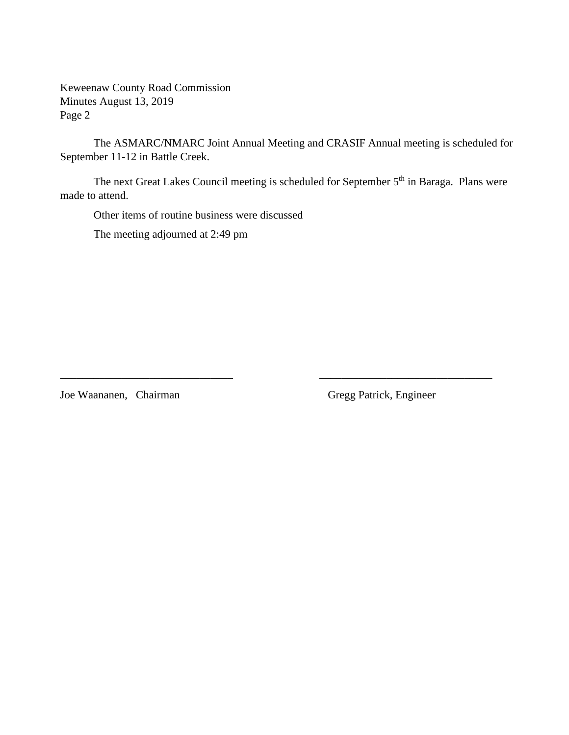The ASMARC/NMARC Joint Annual Meeting and CRASIF Annual meeting is scheduled for September 11-12 in Battle Creek.

The next Great Lakes Council meeting is scheduled for September 5th in Baraga. Plans were made to attend.

Other items of routine business were discussed

The meeting adjourned at 2:49 pm

_______________________________ _______________________________

Joe Waananen, Chairman Gregg Patrick, Engineer